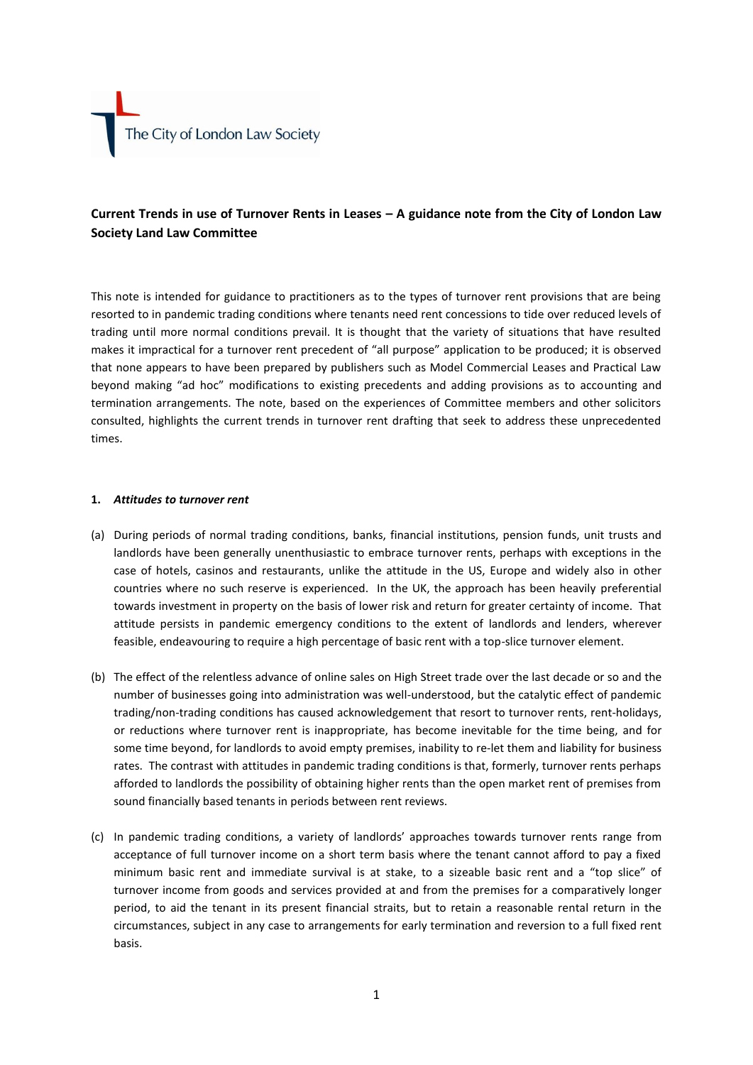The City of London Law Society

**Current Trends in use of Turnover Rents in Leases – A guidance note from the City of London Law Society Land Law Committee**

This note is intended for guidance to practitioners as to the types of turnover rent provisions that are being resorted to in pandemic trading conditions where tenants need rent concessions to tide over reduced levels of trading until more normal conditions prevail. It is thought that the variety of situations that have resulted makes it impractical for a turnover rent precedent of "all purpose" application to be produced; it is observed that none appears to have been prepared by publishers such as Model Commercial Leases and Practical Law beyond making "ad hoc" modifications to existing precedents and adding provisions as to accounting and termination arrangements. The note, based on the experiences of Committee members and other solicitors consulted, highlights the current trends in turnover rent drafting that seek to address these unprecedented times.

**1. *Attitudes to turnover rent***

(a) During periods of normal trading conditions, banks, financial institutions, pension funds, unit trusts and landlords have been generally unenthusiastic to embrace turnover rents, perhaps with exceptions in the case of hotels, casinos and restaurants, unlike the attitude in the US, Europe and widely also in other countries where no such reserve is experienced. In the UK, the approach has been heavily preferential towards investment in property on the basis of lower risk and return for greater certainty of income. That attitude persists in pandemic emergency conditions to the extent of landlords and lenders, wherever feasible, endeavouring to require a high percentage of basic rent with a top-slice turnover element.

(b) The effect of the relentless advance of online sales on High Street trade over the last decade or so and the number of businesses going into administration was well-understood, but the catalytic effect of pandemic trading/non-trading conditions has caused acknowledgement that resort to turnover rents, rent-holidays, or reductions where turnover rent is inappropriate, has become inevitable for the time being, and for some time beyond, for landlords to avoid empty premises, inability to re-let them and liability for business rates. The contrast with attitudes in pandemic trading conditions is that, formerly, turnover rents perhaps afforded to landlords the possibility of obtaining higher rents than the open market rent of premises from sound financially based tenants in periods between rent reviews.

(c) In pandemic trading conditions, a variety of landlords' approaches towards turnover rents range from acceptance of full turnover income on a short term basis where the tenant cannot afford to pay a fixed minimum basic rent and immediate survival is at stake, to a sizeable basic rent and a "top slice" of turnover income from goods and services provided at and from the premises for a comparatively longer period, to aid the tenant in its present financial straits, but to retain a reasonable rental return in the circumstances, subject in any case to arrangements for early termination and reversion to a full fixed rent basis.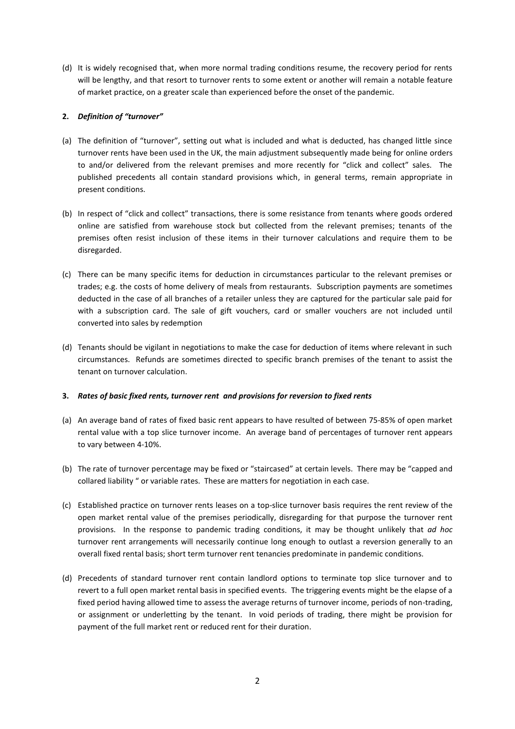(d) It is widely recognised that, when more normal trading conditions resume, the recovery period for rents will be lengthy, and that resort to turnover rents to some extent or another will remain a notable feature of market practice, on a greater scale than experienced before the onset of the pandemic.

**2.** ***Definition of "turnover"***

(a) The definition of "turnover", setting out what is included and what is deducted, has changed little since turnover rents have been used in the UK, the main adjustment subsequently made being for online orders to and/or delivered from the relevant premises and more recently for "click and collect" sales. The published precedents all contain standard provisions which, in general terms, remain appropriate in present conditions.

(b) In respect of "click and collect" transactions, there is some resistance from tenants where goods ordered online are satisfied from warehouse stock but collected from the relevant premises; tenants of the premises often resist inclusion of these items in their turnover calculations and require them to be disregarded.

(c) There can be many specific items for deduction in circumstances particular to the relevant premises or trades; e.g. the costs of home delivery of meals from restaurants. Subscription payments are sometimes deducted in the case of all branches of a retailer unless they are captured for the particular sale paid for with a subscription card. The sale of gift vouchers, card or smaller vouchers are not included until converted into sales by redemption

(d) Tenants should be vigilant in negotiations to make the case for deduction of items where relevant in such circumstances. Refunds are sometimes directed to specific branch premises of the tenant to assist the tenant on turnover calculation.

**3.** ***Rates of basic fixed rents, turnover rent and provisions for reversion to fixed rents***

(a) An average band of rates of fixed basic rent appears to have resulted of between 75-85% of open market rental value with a top slice turnover income. An average band of percentages of turnover rent appears to vary between 4-10%.

(b) The rate of turnover percentage may be fixed or "staircased" at certain levels. There may be "capped and collared liability " or variable rates. These are matters for negotiation in each case.

(c) Established practice on turnover rents leases on a top-slice turnover basis requires the rent review of the open market rental value of the premises periodically, disregarding for that purpose the turnover rent provisions. In the response to pandemic trading conditions, it may be thought unlikely that *ad hoc* turnover rent arrangements will necessarily continue long enough to outlast a reversion generally to an overall fixed rental basis; short term turnover rent tenancies predominate in pandemic conditions.

(d) Precedents of standard turnover rent contain landlord options to terminate top slice turnover and to revert to a full open market rental basis in specified events. The triggering events might be the elapse of a fixed period having allowed time to assess the average returns of turnover income, periods of non-trading, or assignment or underletting by the tenant. In void periods of trading, there might be provision for payment of the full market rent or reduced rent for their duration.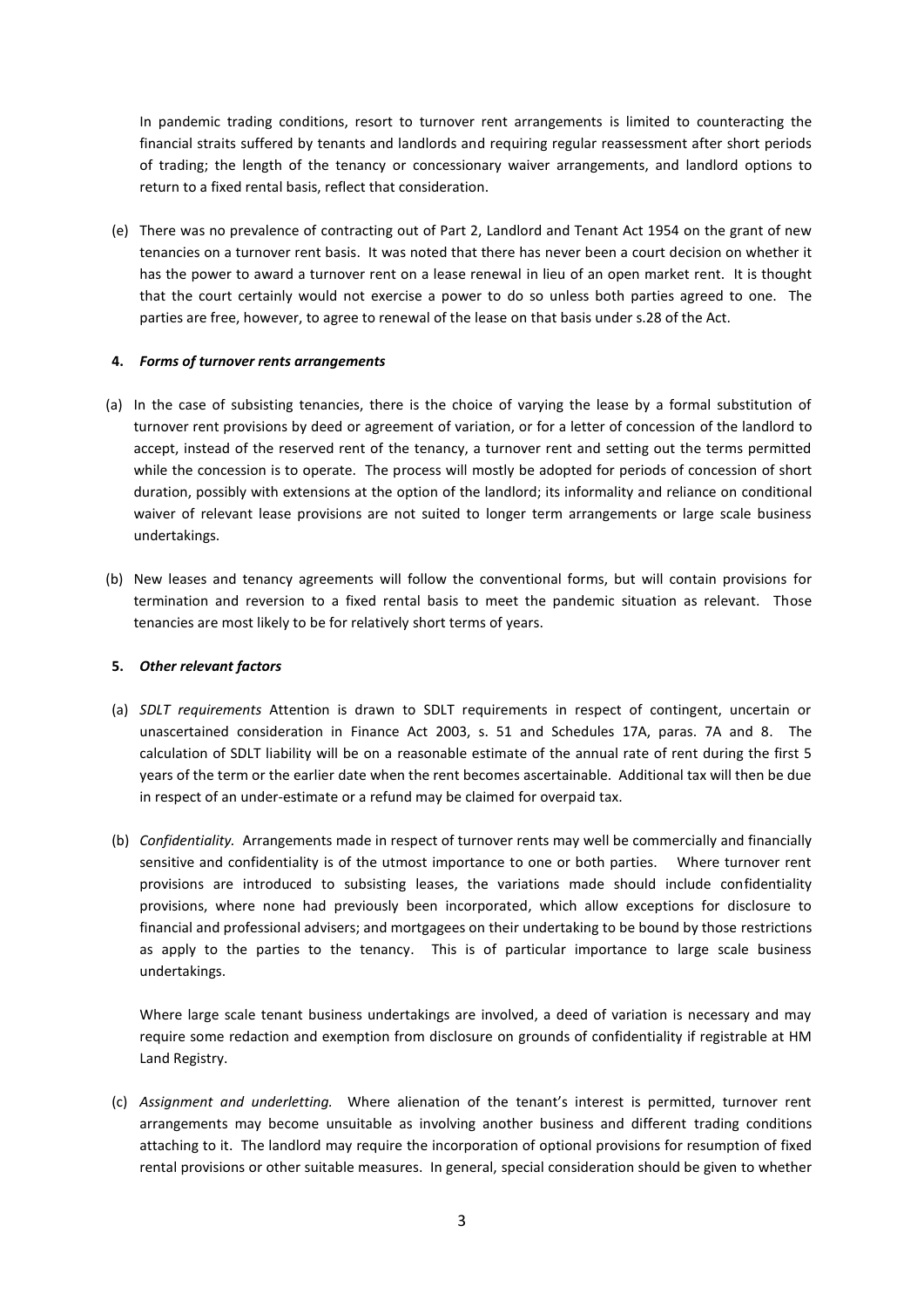In pandemic trading conditions, resort to turnover rent arrangements is limited to counteracting the financial straits suffered by tenants and landlords and requiring regular reassessment after short periods of trading; the length of the tenancy or concessionary waiver arrangements, and landlord options to return to a fixed rental basis, reflect that consideration.

(e) There was no prevalence of contracting out of Part 2, Landlord and Tenant Act 1954 on the grant of new tenancies on a turnover rent basis. It was noted that there has never been a court decision on whether it has the power to award a turnover rent on a lease renewal in lieu of an open market rent. It is thought that the court certainly would not exercise a power to do so unless both parties agreed to one. The parties are free, however, to agree to renewal of the lease on that basis under s.28 of the Act.

**4. *Forms of turnover rents arrangements***

(a) In the case of subsisting tenancies, there is the choice of varying the lease by a formal substitution of turnover rent provisions by deed or agreement of variation, or for a letter of concession of the landlord to accept, instead of the reserved rent of the tenancy, a turnover rent and setting out the terms permitted while the concession is to operate. The process will mostly be adopted for periods of concession of short duration, possibly with extensions at the option of the landlord; its informality and reliance on conditional waiver of relevant lease provisions are not suited to longer term arrangements or large scale business undertakings.

(b) New leases and tenancy agreements will follow the conventional forms, but will contain provisions for termination and reversion to a fixed rental basis to meet the pandemic situation as relevant. Those tenancies are most likely to be for relatively short terms of years.

**5. *Other relevant factors***

(a) *SDLT requirements* Attention is drawn to SDLT requirements in respect of contingent, uncertain or unascertained consideration in Finance Act 2003, s. 51 and Schedules 17A, paras. 7A and 8. The calculation of SDLT liability will be on a reasonable estimate of the annual rate of rent during the first 5 years of the term or the earlier date when the rent becomes ascertainable. Additional tax will then be due in respect of an under-estimate or a refund may be claimed for overpaid tax.

(b) *Confidentiality.* Arrangements made in respect of turnover rents may well be commercially and financially sensitive and confidentiality is of the utmost importance to one or both parties. Where turnover rent provisions are introduced to subsisting leases, the variations made should include confidentiality provisions, where none had previously been incorporated, which allow exceptions for disclosure to financial and professional advisers; and mortgagees on their undertaking to be bound by those restrictions as apply to the parties to the tenancy. This is of particular importance to large scale business undertakings.

Where large scale tenant business undertakings are involved, a deed of variation is necessary and may require some redaction and exemption from disclosure on grounds of confidentiality if registrable at HM Land Registry.

(c) *Assignment and underletting.* Where alienation of the tenant's interest is permitted, turnover rent arrangements may become unsuitable as involving another business and different trading conditions attaching to it. The landlord may require the incorporation of optional provisions for resumption of fixed rental provisions or other suitable measures. In general, special consideration should be given to whether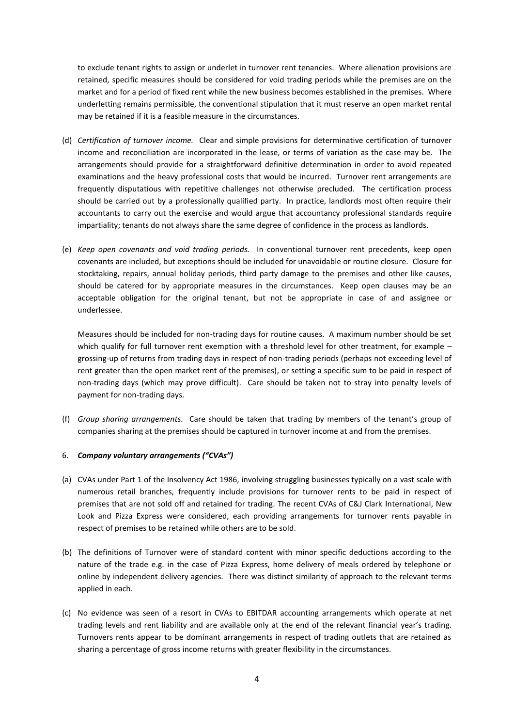to exclude tenant rights to assign or underlet in turnover rent tenancies. Where alienation provisions are retained, specific measures should be considered for void trading periods while the premises are on the market and for a period of fixed rent while the new business becomes established in the premises. Where underletting remains permissible, the conventional stipulation that it must reserve an open market rental may be retained if it is a feasible measure in the circumstances.

(d) *Certification of turnover income.* Clear and simple provisions for determinative certification of turnover income and reconciliation are incorporated in the lease, or terms of variation as the case may be. The arrangements should provide for a straightforward definitive determination in order to avoid repeated examinations and the heavy professional costs that would be incurred. Turnover rent arrangements are frequently disputatious with repetitive challenges not otherwise precluded. The certification process should be carried out by a professionally qualified party. In practice, landlords most often require their accountants to carry out the exercise and would argue that accountancy professional standards require impartiality; tenants do not always share the same degree of confidence in the process as landlords.

(e) *Keep open covenants and void trading periods.* In conventional turnover rent precedents, keep open covenants are included, but exceptions should be included for unavoidable or routine closure. Closure for stocktaking, repairs, annual holiday periods, third party damage to the premises and other like causes, should be catered for by appropriate measures in the circumstances. Keep open clauses may be an acceptable obligation for the original tenant, but not be appropriate in case of and assignee or underlessee.

Measures should be included for non-trading days for routine causes. A maximum number should be set which qualify for full turnover rent exemption with a threshold level for other treatment, for example – grossing-up of returns from trading days in respect of non-trading periods (perhaps not exceeding level of rent greater than the open market rent of the premises), or setting a specific sum to be paid in respect of non-trading days (which may prove difficult). Care should be taken not to stray into penalty levels of payment for non-trading days.

(f) *Group sharing arrangements.* Care should be taken that trading by members of the tenant's group of companies sharing at the premises should be captured in turnover income at and from the premises.

6. ***Company voluntary arrangements ("CVAs")***

(a) CVAs under Part 1 of the Insolvency Act 1986, involving struggling businesses typically on a vast scale with numerous retail branches, frequently include provisions for turnover rents to be paid in respect of premises that are not sold off and retained for trading. The recent CVAs of C&J Clark International, New Look and Pizza Express were considered, each providing arrangements for turnover rents payable in respect of premises to be retained while others are to be sold.

(b) The definitions of Turnover were of standard content with minor specific deductions according to the nature of the trade e.g. in the case of Pizza Express, home delivery of meals ordered by telephone or online by independent delivery agencies. There was distinct similarity of approach to the relevant terms applied in each.

(c) No evidence was seen of a resort in CVAs to EBITDAR accounting arrangements which operate at net trading levels and rent liability and are available only at the end of the relevant financial year's trading. Turnovers rents appear to be dominant arrangements in respect of trading outlets that are retained as sharing a percentage of gross income returns with greater flexibility in the circumstances.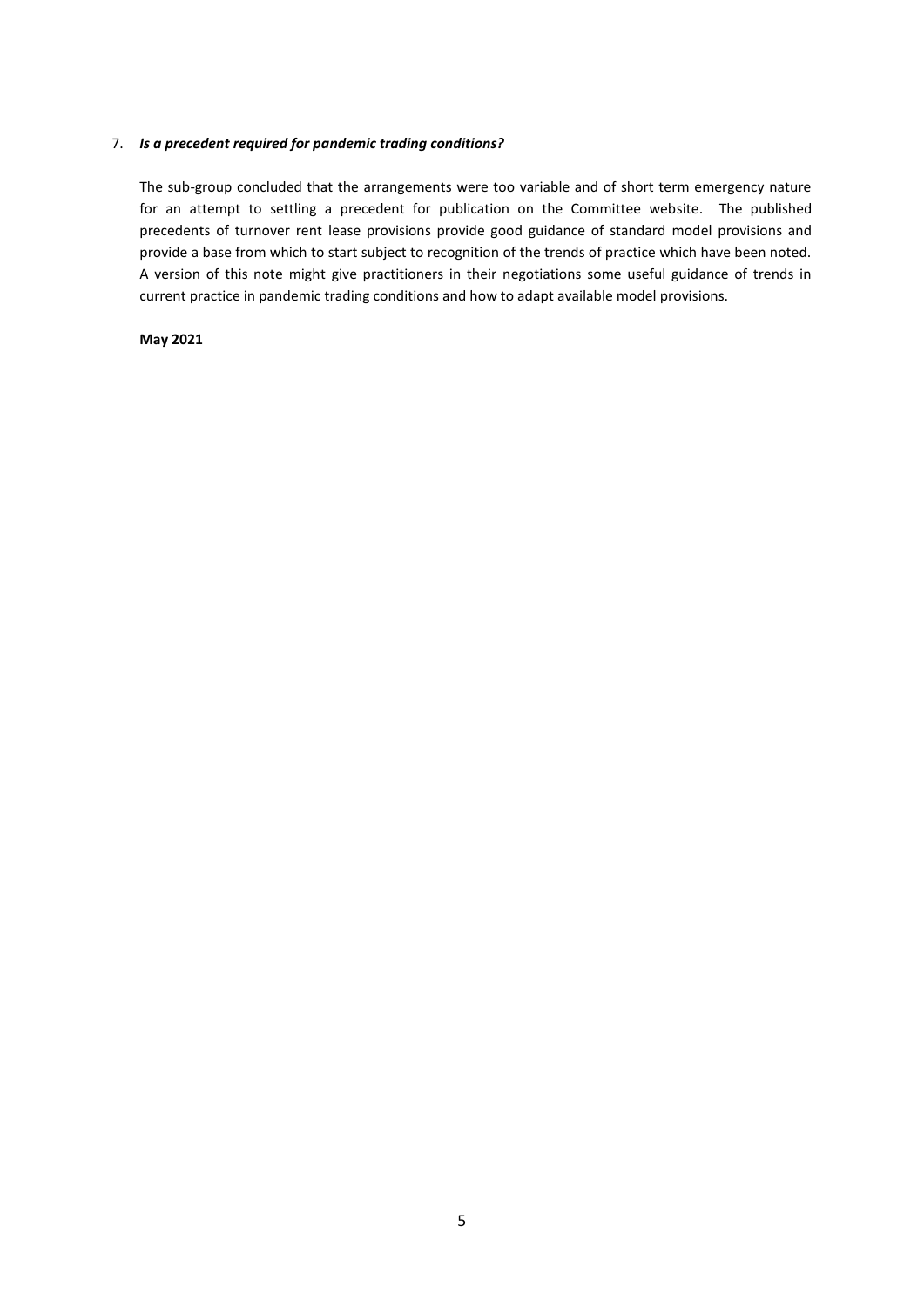7. ***Is a precedent required for pandemic trading conditions?***

   The sub-group concluded that the arrangements were too variable and of short term emergency nature for an attempt to settling a precedent for publication on the Committee website. The published precedents of turnover rent lease provisions provide good guidance of standard model provisions and provide a base from which to start subject to recognition of the trends of practice which have been noted. A version of this note might give practitioners in their negotiations some useful guidance of trends in current practice in pandemic trading conditions and how to adapt available model provisions.

   **May 2021**